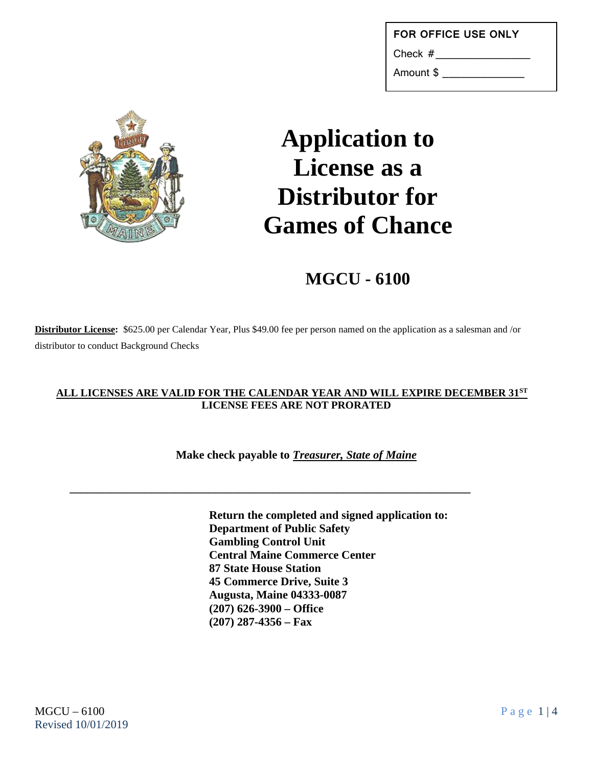| FOR OFFICE USE ONLY |
| --- |
| Check #_______________ |
| Amount $ _____________ |

# Application to License as a Distributor for Games of Chance

## MGCU - 6100

**Distributor License:** $625.00 per Calendar Year, Plus $49.00 fee per person named on the application as a salesman and /or distributor to conduct Background Checks

**ALL LICENSES ARE VALID FOR THE CALENDAR YEAR AND WILL EXPIRE DECEMBER 31ST**
**LICENSE FEES ARE NOT PRORATED**

**Make check payable to *Treasurer, State of Maine***

---

**Return the completed and signed application to:**
**Department of Public Safety**
**Gambling Control Unit**
**Central Maine Commerce Center**
**87 State House Station**
**45 Commerce Drive, Suite 3**
**Augusta, Maine 04333-0087**
**(207) 626-3900 – Office**
**(207) 287-4356 – Fax**

MGCU – 6100
Revised 10/01/2019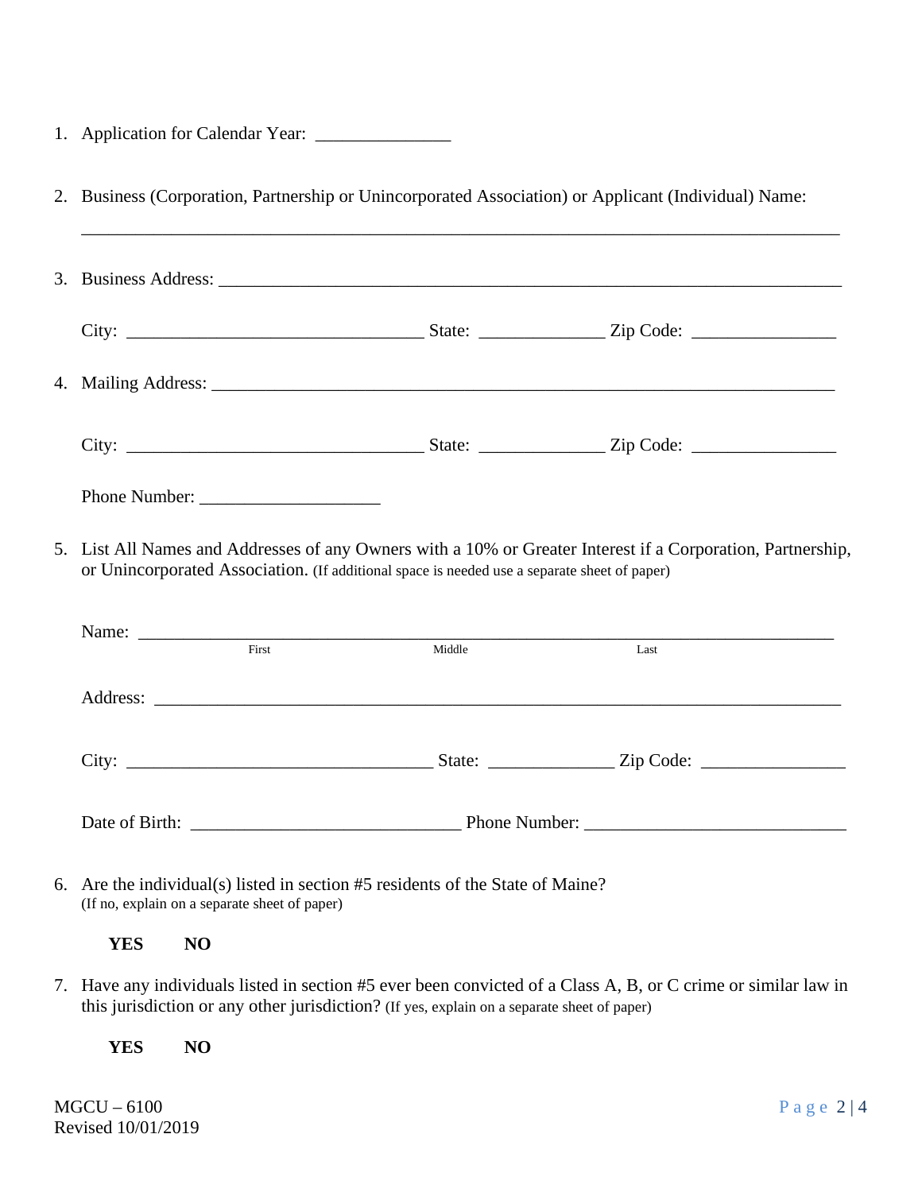1. Application for Calendar Year: _______________

2. Business (Corporation, Partnership or Unincorporated Association) or Applicant (Individual) Name:

   ______________________________________________________________________________

3. Business Address: ______________________________________________________________________

   City: _________________________________ State: ______________ Zip Code: ________________

4. Mailing Address: ______________________________________________________________________

   City: _________________________________ State: ______________ Zip Code: ________________

   Phone Number: ____________________

5. List All Names and Addresses of any Owners with a 10% or Greater Interest if a Corporation, Partnership, or Unincorporated Association. (If additional space is needed use a separate sheet of paper)

   Name: ________________________________________________________________________________
   First Middle Last

   Address: ______________________________________________________________________________

   City: __________________________________ State: ______________ Zip Code: ________________

   Date of Birth: ______________________________ Phone Number: ______________________________

6. Are the individual(s) listed in section #5 residents of the State of Maine?
   (If no, explain on a separate sheet of paper)

   **YES** **NO**

7. Have any individuals listed in section #5 ever been convicted of a Class A, B, or C crime or similar law in this jurisdiction or any other jurisdiction? (If yes, explain on a separate sheet of paper)

   **YES** **NO**

MGCU – 6100
Revised 10/01/2019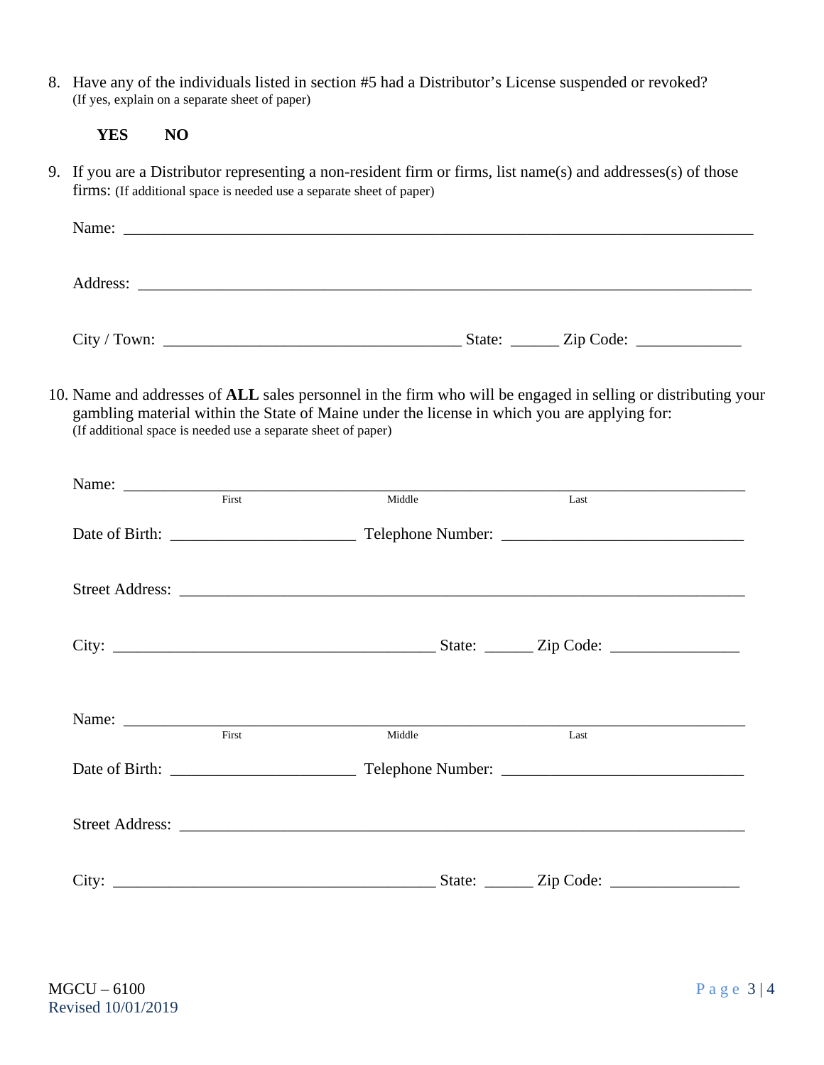8. Have any of the individuals listed in section #5 had a Distributor's License suspended or revoked? (If yes, explain on a separate sheet of paper)

   **YES** **NO**

9. If you are a Distributor representing a non-resident firm or firms, list name(s) and addresses(s) of those firms: (If additional space is needed use a separate sheet of paper)

   Name: ___________________________________________________________________________

   Address: _________________________________________________________________________

   City / Town: ____________________________________ State: ______ Zip Code: _____________

10. Name and addresses of **ALL** sales personnel in the firm who will be engaged in selling or distributing your gambling material within the State of Maine under the license in which you are applying for: (If additional space is needed use a separate sheet of paper)

    Name: ___________________________________________________________________________
    First Middle Last

    Date of Birth: ______________________ Telephone Number: ______________________________

    Street Address: ______________________________________________________________________

    City: ________________________________________ State: ______ Zip Code: ________________

    Name: ___________________________________________________________________________
    First Middle Last

    Date of Birth: ______________________ Telephone Number: ______________________________

    Street Address: ______________________________________________________________________

    City: ________________________________________ State: ______ Zip Code: ________________

MGCU – 6100
Revised 10/01/2019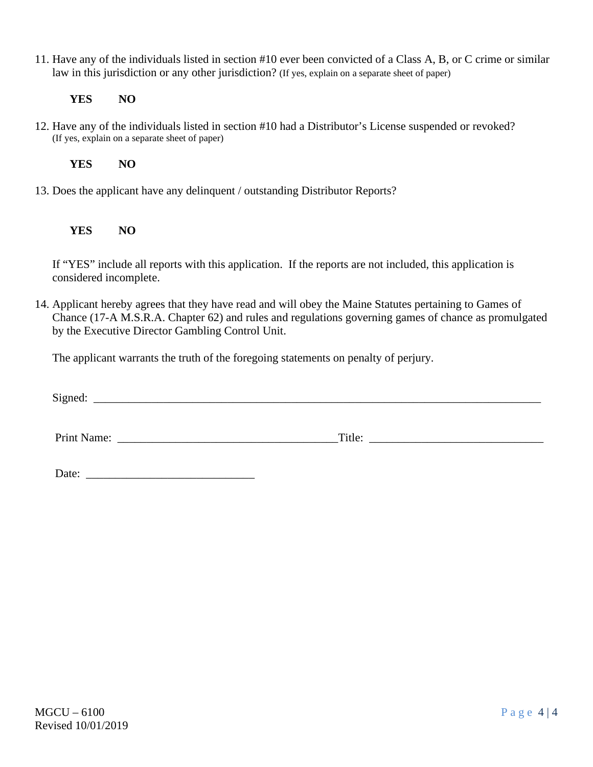11. Have any of the individuals listed in section #10 ever been convicted of a Class A, B, or C crime or similar law in this jurisdiction or any other jurisdiction? (If yes, explain on a separate sheet of paper)

    **YES** **NO**

12. Have any of the individuals listed in section #10 had a Distributor's License suspended or revoked? (If yes, explain on a separate sheet of paper)

    **YES** **NO**

13. Does the applicant have any delinquent / outstanding Distributor Reports?

    **YES** **NO**

    If "YES" include all reports with this application. If the reports are not included, this application is considered incomplete.

14. Applicant hereby agrees that they have read and will obey the Maine Statutes pertaining to Games of Chance (17-A M.S.R.A. Chapter 62) and rules and regulations governing games of chance as promulgated by the Executive Director Gambling Control Unit.

    The applicant warrants the truth of the foregoing statements on penalty of perjury.

    Signed: ______________________________________________________________________________

    Print Name: ______________________________________Title: ______________________________

    Date: ____________________________

MGCU – 6100
Revised 10/01/2019